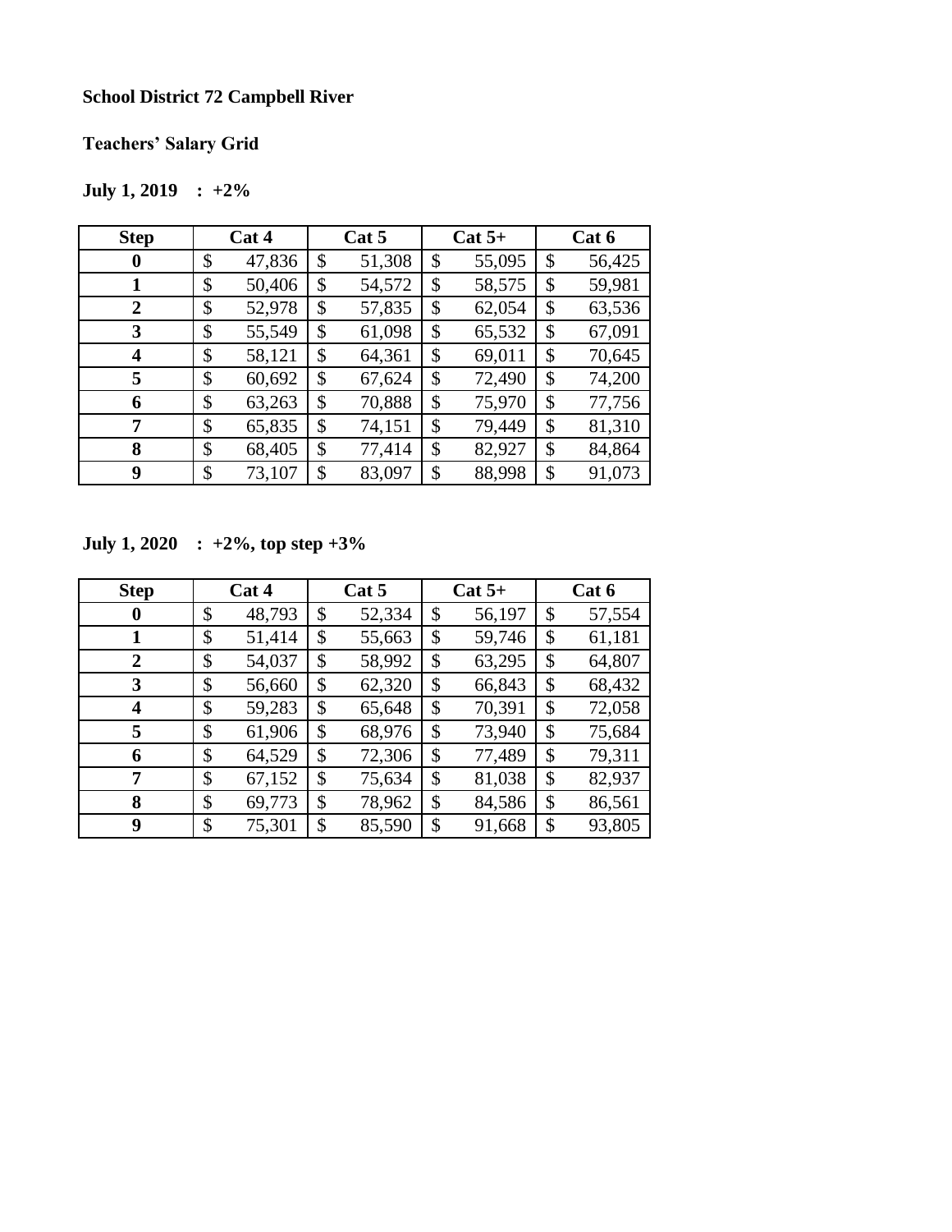**School District 72 Campbell River**

**Teachers' Salary Grid**

**July 1, 2019 : +2%**

| Step | Cat 4 | Cat 5 | Cat 5+ | Cat 6 |
|---|---|---|---|---|
| 0 | $ 47,836 | $ 51,308 | $ 55,095 | $ 56,425 |
| 1 | $ 50,406 | $ 54,572 | $ 58,575 | $ 59,981 |
| 2 | $ 52,978 | $ 57,835 | $ 62,054 | $ 63,536 |
| 3 | $ 55,549 | $ 61,098 | $ 65,532 | $ 67,091 |
| 4 | $ 58,121 | $ 64,361 | $ 69,011 | $ 70,645 |
| 5 | $ 60,692 | $ 67,624 | $ 72,490 | $ 74,200 |
| 6 | $ 63,263 | $ 70,888 | $ 75,970 | $ 77,756 |
| 7 | $ 65,835 | $ 74,151 | $ 79,449 | $ 81,310 |
| 8 | $ 68,405 | $ 77,414 | $ 82,927 | $ 84,864 |
| 9 | $ 73,107 | $ 83,097 | $ 88,998 | $ 91,073 |

**July 1, 2020 : +2%, top step +3%**

| Step | Cat 4 | Cat 5 | Cat 5+ | Cat 6 |
|---|---|---|---|---|
| 0 | $ 48,793 | $ 52,334 | $ 56,197 | $ 57,554 |
| 1 | $ 51,414 | $ 55,663 | $ 59,746 | $ 61,181 |
| 2 | $ 54,037 | $ 58,992 | $ 63,295 | $ 64,807 |
| 3 | $ 56,660 | $ 62,320 | $ 66,843 | $ 68,432 |
| 4 | $ 59,283 | $ 65,648 | $ 70,391 | $ 72,058 |
| 5 | $ 61,906 | $ 68,976 | $ 73,940 | $ 75,684 |
| 6 | $ 64,529 | $ 72,306 | $ 77,489 | $ 79,311 |
| 7 | $ 67,152 | $ 75,634 | $ 81,038 | $ 82,937 |
| 8 | $ 69,773 | $ 78,962 | $ 84,586 | $ 86,561 |
| 9 | $ 75,301 | $ 85,590 | $ 91,668 | $ 93,805 |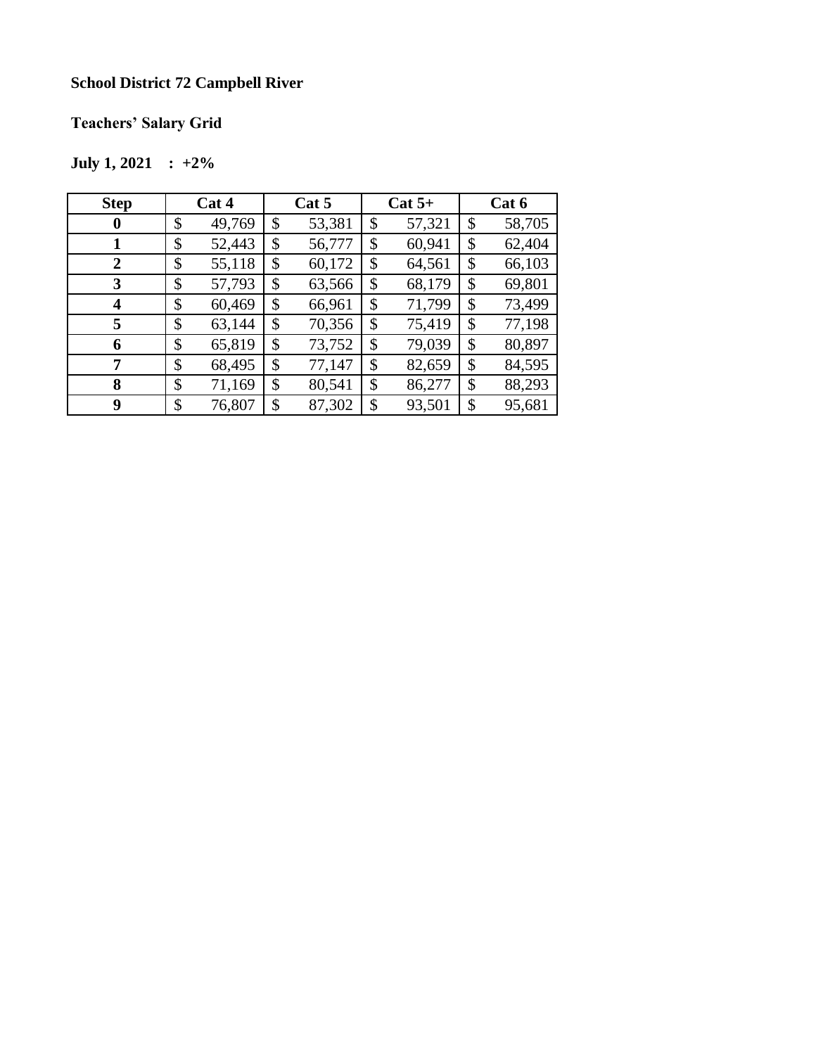**School District 72 Campbell River**

**Teachers' Salary Grid**

**July 1, 2021 : +2%**

| Step | Cat 4 | Cat 5 | Cat 5+ | Cat 6 |
|---|---|---|---|---|
| **0** | $ 49,769 | $ 53,381 | $ 57,321 | $ 58,705 |
| **1** | $ 52,443 | $ 56,777 | $ 60,941 | $ 62,404 |
| **2** | $ 55,118 | $ 60,172 | $ 64,561 | $ 66,103 |
| **3** | $ 57,793 | $ 63,566 | $ 68,179 | $ 69,801 |
| **4** | $ 60,469 | $ 66,961 | $ 71,799 | $ 73,499 |
| **5** | $ 63,144 | $ 70,356 | $ 75,419 | $ 77,198 |
| **6** | $ 65,819 | $ 73,752 | $ 79,039 | $ 80,897 |
| **7** | $ 68,495 | $ 77,147 | $ 82,659 | $ 84,595 |
| **8** | $ 71,169 | $ 80,541 | $ 86,277 | $ 88,293 |
| **9** | $ 76,807 | $ 87,302 | $ 93,501 | $ 95,681 |